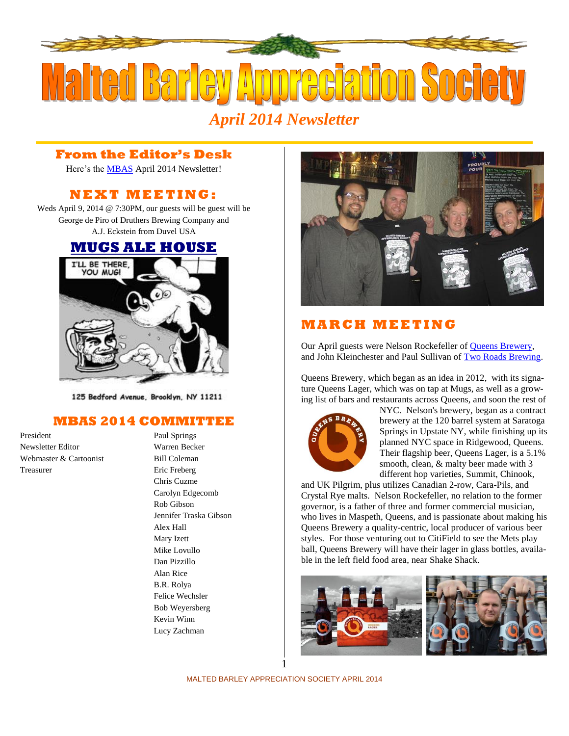# Malted Barley Appreciation Society

*April 2014 Newsletter*

## From the Editor's Desk

Here's the MBAS April 2014 Newsletter!

## NEXT MEETING:

Weds April 9, 2014 @ 7:30PM, our guests will be guest will be George de Piro of Druthers Brewing Company and A.J. Eckstein from Duvel USA

## MUGS ALE HOUSE

125 Bedford Avenue, Brooklyn, NY 11211

## MBAS 2014 COMMITTEE

| | |
|---|---|
| President | Paul Springs |
| Newsletter Editor | Warren Becker |
| Webmaster & Cartoonist | Bill Coleman |
| Treasurer | Eric Freberg |
| | Chris Cuzme |
| | Carolyn Edgecomb |
| | Rob Gibson |
| | Jennifer Traska Gibson |
| | Alex Hall |
| | Mary Izett |
| | Mike Lovullo |
| | Dan Pizzillo |
| | Alan Rice |
| | B.R. Rolya |
| | Felice Wechsler |
| | Bob Weyersberg |
| | Kevin Winn |
| | Lucy Zachman |

## MARCH MEETING

Our April guests were Nelson Rockefeller of Queens Brewery, and John Kleinchester and Paul Sullivan of Two Roads Brewing.

Queens Brewery, which began as an idea in 2012, with its signature Queens Lager, which was on tap at Mugs, as well as a growing list of bars and restaurants across Queens, and soon the rest of NYC. Nelson's brewery, began as a contract brewery at the 120 barrel system at Saratoga Springs in Upstate NY, while finishing up its planned NYC space in Ridgewood, Queens. Their flagship beer, Queens Lager, is a 5.1% smooth, clean, & malty beer made with 3 different hop varieties, Summit, Chinook, and UK Pilgrim, plus utilizes Canadian 2-row, Cara-Pils, and Crystal Rye malts. Nelson Rockefeller, no relation to the former governor, is a father of three and former commercial musician, who lives in Maspeth, Queens, and is passionate about making his Queens Brewery a quality-centric, local producer of various beer styles. For those venturing out to CitiField to see the Mets play ball, Queens Brewery will have their lager in glass bottles, available in the left field food area, near Shake Shack.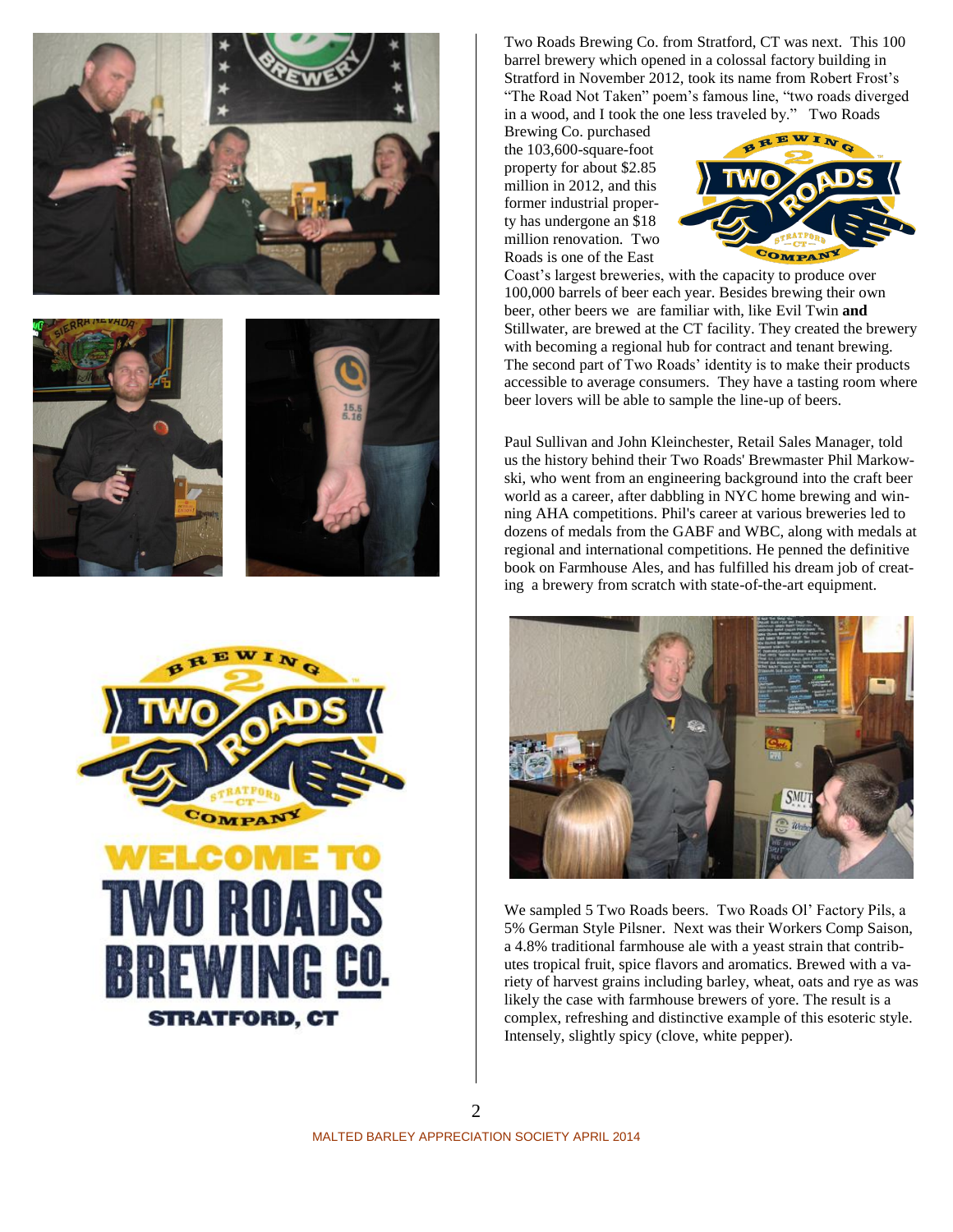Two Roads Brewing Co. from Stratford, CT was next. This 100 barrel brewery which opened in a colossal factory building in Stratford in November 2012, took its name from Robert Frost's "The Road Not Taken" poem's famous line, "two roads diverged in a wood, and I took the one less traveled by." Two Roads Brewing Co. purchased the 103,600-square-foot property for about $2.85 million in 2012, and this former industrial property has undergone an $18 million renovation. Two Roads is one of the East Coast's largest breweries, with the capacity to produce over 100,000 barrels of beer each year. Besides brewing their own beer, other beers we are familiar with, like Evil Twin **and** Stillwater, are brewed at the CT facility. They created the brewery with becoming a regional hub for contract and tenant brewing. The second part of Two Roads' identity is to make their products accessible to average consumers. They have a tasting room where beer lovers will be able to sample the line-up of beers.

Paul Sullivan and John Kleinchester, Retail Sales Manager, told us the history behind their Two Roads' Brewmaster Phil Markowski, who went from an engineering background into the craft beer world as a career, after dabbling in NYC home brewing and winning AHA competitions. Phil's career at various breweries led to dozens of medals from the GABF and WBC, along with medals at regional and international competitions. He penned the definitive book on Farmhouse Ales, and has fulfilled his dream job of creating a brewery from scratch with state-of-the-art equipment.

WELCOME TO TWO ROADS BREWING CO. STRATFORD, CT

We sampled 5 Two Roads beers. Two Roads Ol' Factory Pils, a 5% German Style Pilsner. Next was their Workers Comp Saison, a 4.8% traditional farmhouse ale with a yeast strain that contributes tropical fruit, spice flavors and aromatics. Brewed with a variety of harvest grains including barley, wheat, oats and rye as was likely the case with farmhouse brewers of yore. The result is a complex, refreshing and distinctive example of this esoteric style. Intensely, slightly spicy (clove, white pepper).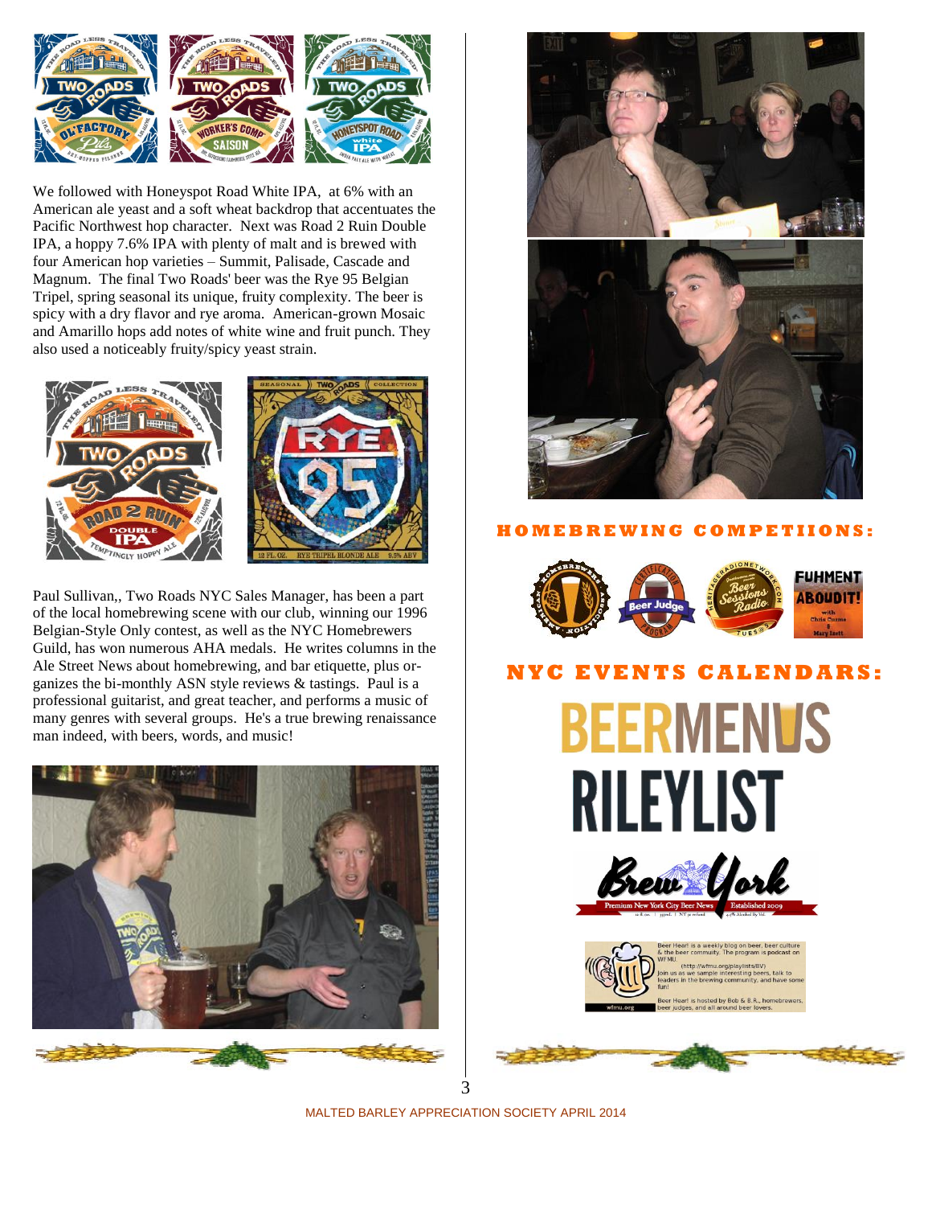We followed with Honeyspot Road White IPA, at 6% with an American ale yeast and a soft wheat backdrop that accentuates the Pacific Northwest hop character. Next was Road 2 Ruin Double IPA, a hoppy 7.6% IPA with plenty of malt and is brewed with four American hop varieties – Summit, Palisade, Cascade and Magnum. The final Two Roads' beer was the Rye 95 Belgian Tripel, spring seasonal its unique, fruity complexity. The beer is spicy with a dry flavor and rye aroma. American-grown Mosaic and Amarillo hops add notes of white wine and fruit punch. They also used a noticeably fruity/spicy yeast strain.

Paul Sullivan,, Two Roads NYC Sales Manager, has been a part of the local homebrewing scene with our club, winning our 1996 Belgian-Style Only contest, as well as the NYC Homebrewers Guild, has won numerous AHA medals. He writes columns in the Ale Street News about homebrewing, and bar etiquette, plus organizes the bi-monthly ASN style reviews & tastings. Paul is a professional guitarist, and performs a music of many genres with several groups. He's a true brewing renaissance man indeed, with beers, words, and music!

## HOMEBREWING COMPETIIONS:

## NYC EVENTS CALENDARS:

BEERMENUS

RILEYLIST

Brew York

Premium New York City Beer News Established 2009

Beer Hear! is a weekly blog on beer, beer culture & the beer community. The program is podcast on WFMU. (http://wfmu.org/playlists/BV) Join us as we sample interesting beers, talk to leaders in the brewing community, and have some fun!

Beer Hear! is hosted by Bob & B.R., homebrewers, beer judges, and all around beer lovers.